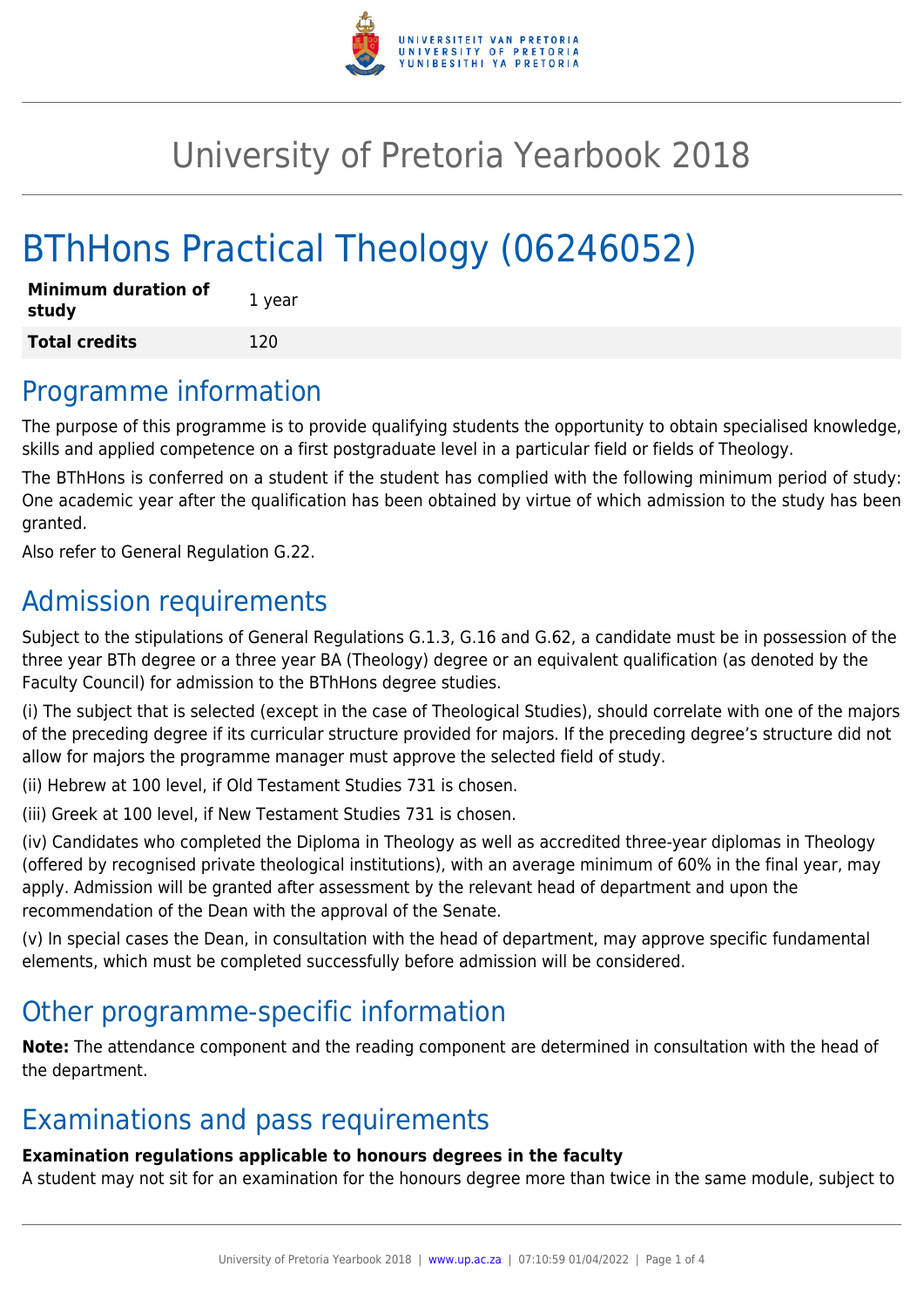# University of Pretoria Yearbook 2018

# BThHons Practical Theology (06246052)

| Minimum duration of study | 1 year |
|---|---|
| **Total credits** | 120 |

## Programme information

The purpose of this programme is to provide qualifying students the opportunity to obtain specialised knowledge, skills and applied competence on a first postgraduate level in a particular field or fields of Theology.

The BThHons is conferred on a student if the student has complied with the following minimum period of study: One academic year after the qualification has been obtained by virtue of which admission to the study has been granted.

Also refer to General Regulation G.22.

## Admission requirements

Subject to the stipulations of General Regulations G.1.3, G.16 and G.62, a candidate must be in possession of the three year BTh degree or a three year BA (Theology) degree or an equivalent qualification (as denoted by the Faculty Council) for admission to the BThHons degree studies.

(i) The subject that is selected (except in the case of Theological Studies), should correlate with one of the majors of the preceding degree if its curricular structure provided for majors. If the preceding degree's structure did not allow for majors the programme manager must approve the selected field of study.

(ii) Hebrew at 100 level, if Old Testament Studies 731 is chosen.

(iii) Greek at 100 level, if New Testament Studies 731 is chosen.

(iv) Candidates who completed the Diploma in Theology as well as accredited three-year diplomas in Theology (offered by recognised private theological institutions), with an average minimum of 60% in the final year, may apply. Admission will be granted after assessment by the relevant head of department and upon the recommendation of the Dean with the approval of the Senate.

(v) In special cases the Dean, in consultation with the head of department, may approve specific fundamental elements, which must be completed successfully before admission will be considered.

## Other programme-specific information

**Note:** The attendance component and the reading component are determined in consultation with the head of the department.

## Examinations and pass requirements

**Examination regulations applicable to honours degrees in the faculty**

A student may not sit for an examination for the honours degree more than twice in the same module, subject to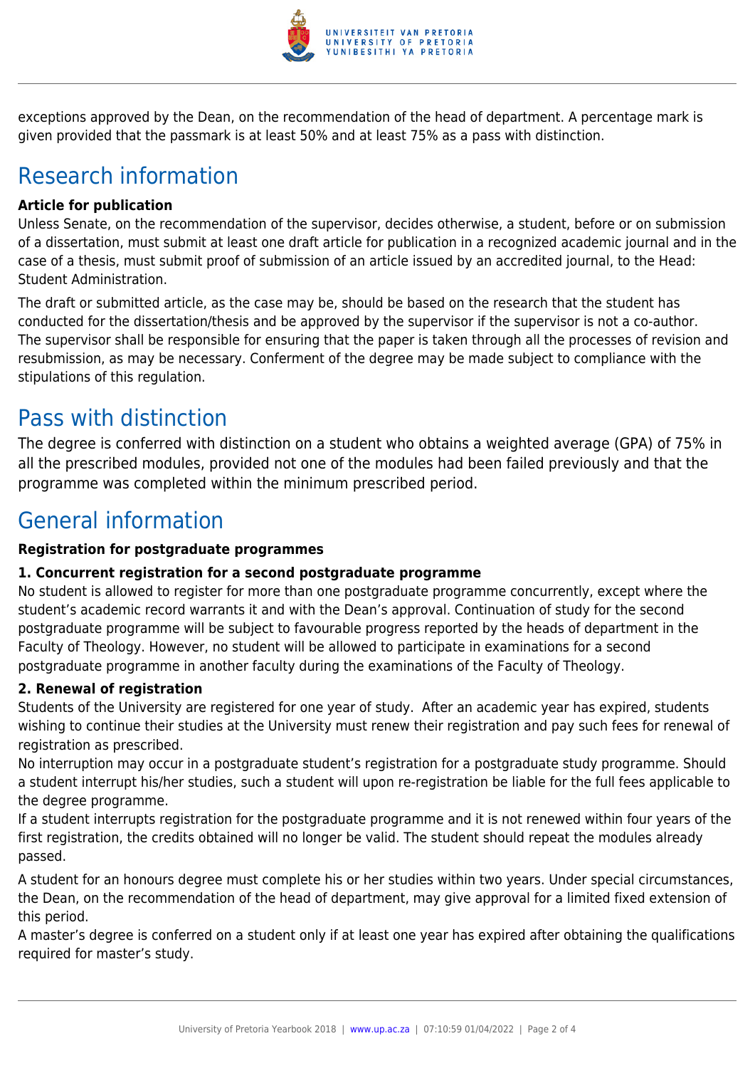exceptions approved by the Dean, on the recommendation of the head of department. A percentage mark is given provided that the passmark is at least 50% and at least 75% as a pass with distinction.

## Research information

**Article for publication**

Unless Senate, on the recommendation of the supervisor, decides otherwise, a student, before or on submission of a dissertation, must submit at least one draft article for publication in a recognized academic journal and in the case of a thesis, must submit proof of submission of an article issued by an accredited journal, to the Head: Student Administration.

The draft or submitted article, as the case may be, should be based on the research that the student has conducted for the dissertation/thesis and be approved by the supervisor if the supervisor is not a co-author. The supervisor shall be responsible for ensuring that the paper is taken through all the processes of revision and resubmission, as may be necessary. Conferment of the degree may be made subject to compliance with the stipulations of this regulation.

## Pass with distinction

The degree is conferred with distinction on a student who obtains a weighted average (GPA) of 75% in all the prescribed modules, provided not one of the modules had been failed previously and that the programme was completed within the minimum prescribed period.

## General information

**Registration for postgraduate programmes**

**1. Concurrent registration for a second postgraduate programme**

No student is allowed to register for more than one postgraduate programme concurrently, except where the student's academic record warrants it and with the Dean's approval. Continuation of study for the second postgraduate programme will be subject to favourable progress reported by the heads of department in the Faculty of Theology. However, no student will be allowed to participate in examinations for a second postgraduate programme in another faculty during the examinations of the Faculty of Theology.

**2. Renewal of registration**

Students of the University are registered for one year of study. After an academic year has expired, students wishing to continue their studies at the University must renew their registration and pay such fees for renewal of registration as prescribed.

No interruption may occur in a postgraduate student's registration for a postgraduate study programme. Should a student interrupt his/her studies, such a student will upon re-registration be liable for the full fees applicable to the degree programme.

If a student interrupts registration for the postgraduate programme and it is not renewed within four years of the first registration, the credits obtained will no longer be valid. The student should repeat the modules already passed.

A student for an honours degree must complete his or her studies within two years. Under special circumstances, the Dean, on the recommendation of the head of department, may give approval for a limited fixed extension of this period.

A master's degree is conferred on a student only if at least one year has expired after obtaining the qualifications required for master's study.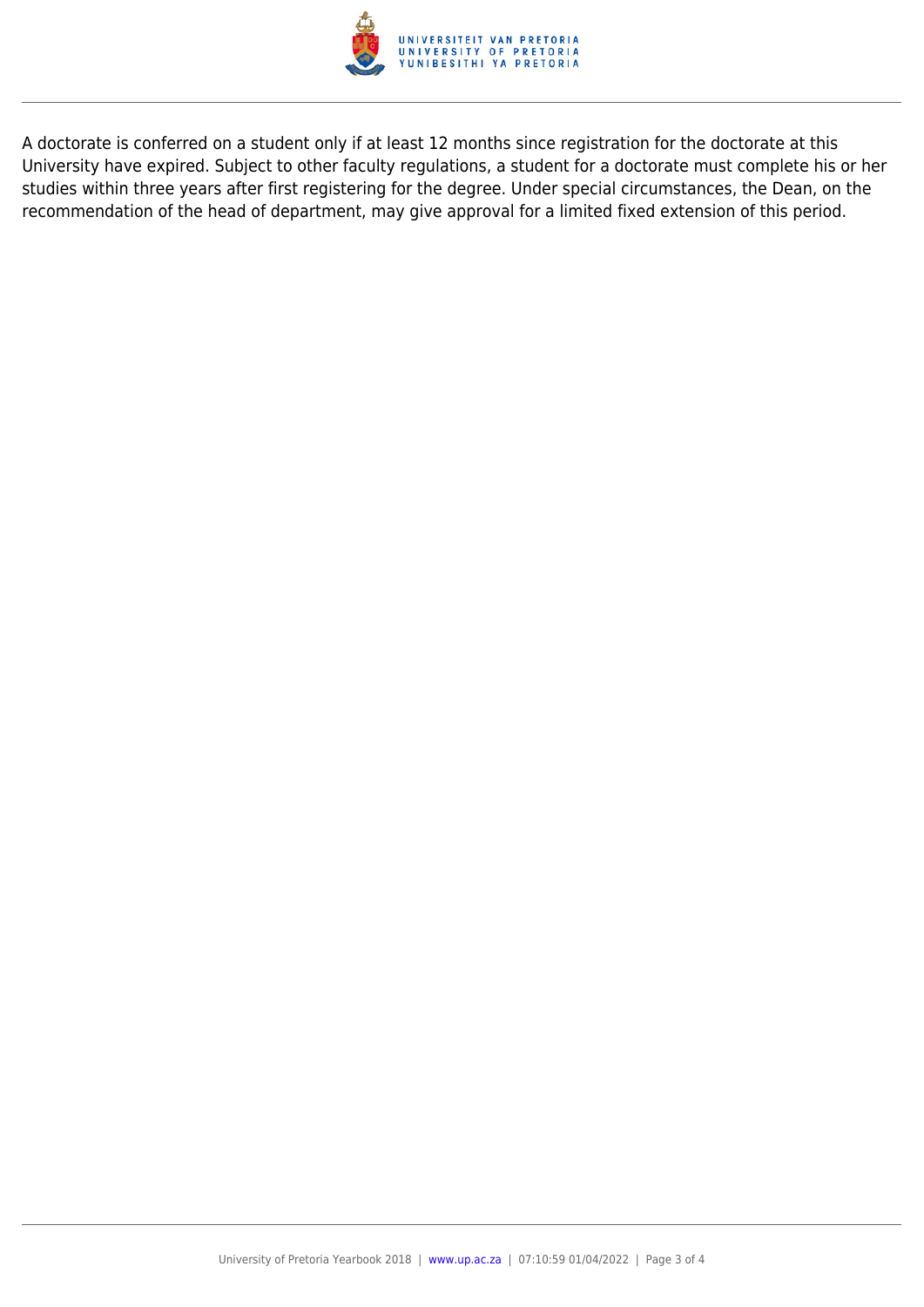A doctorate is conferred on a student only if at least 12 months since registration for the doctorate at this University have expired. Subject to other faculty regulations, a student for a doctorate must complete his or her studies within three years after first registering for the degree. Under special circumstances, the Dean, on the recommendation of the head of department, may give approval for a limited fixed extension of this period.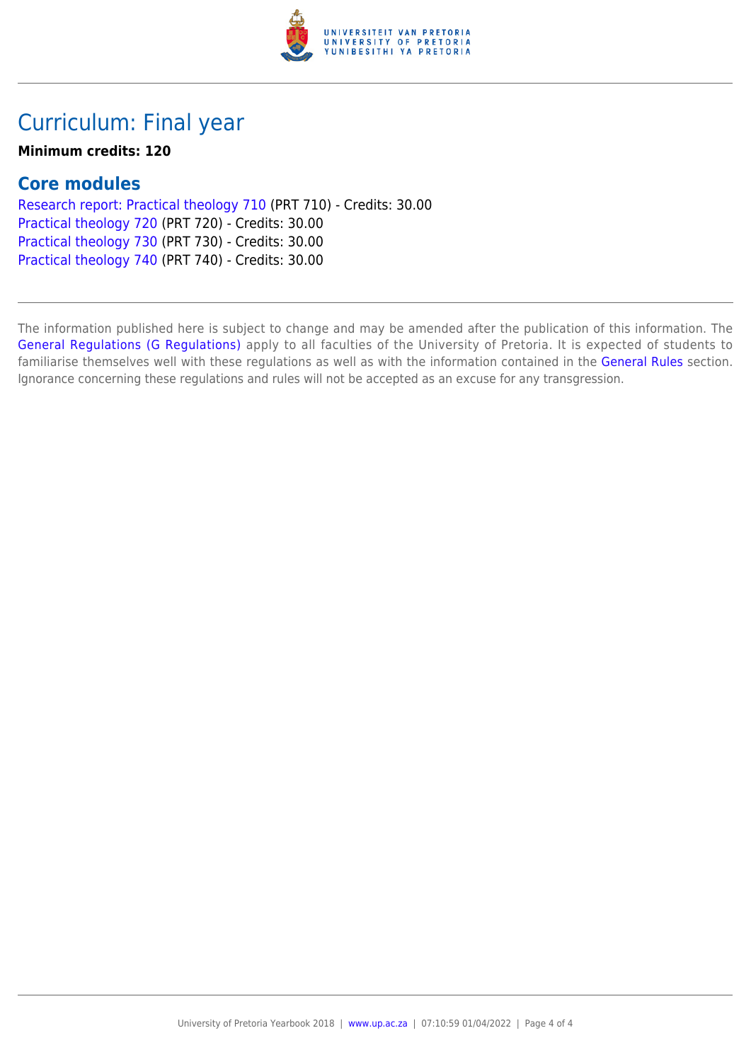## Curriculum: Final year

**Minimum credits: 120**

### Core modules

Research report: Practical theology 710 (PRT 710) - Credits: 30.00
Practical theology 720 (PRT 720) - Credits: 30.00
Practical theology 730 (PRT 730) - Credits: 30.00
Practical theology 740 (PRT 740) - Credits: 30.00

The information published here is subject to change and may be amended after the publication of this information. The General Regulations (G Regulations) apply to all faculties of the University of Pretoria. It is expected of students to familiarise themselves well with these regulations as well as with the information contained in the General Rules section. Ignorance concerning these regulations and rules will not be accepted as an excuse for any transgression.